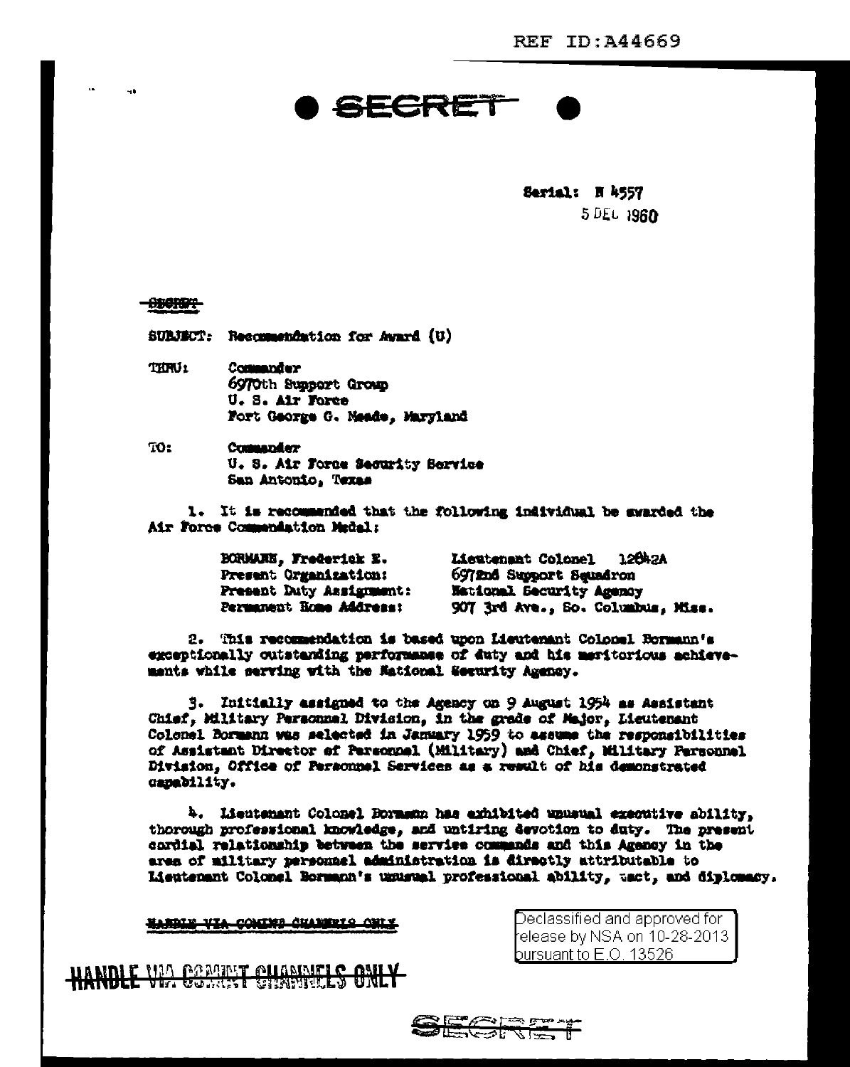REF ID:A44669

SECRET

Serial: N 4557
5 DEC 1960

~~SECRET~~

SUBJECT: Recommendation for Award (U)

THRU: Commander
6970th Support Group
U. S. Air Force
Fort George G. Meade, Maryland

TO: Commander
U. S. Air Force Security Service
San Antonio, Texas

1. It is recommended that the following individual be awarded the Air Force Commendation Medal:

| | |
|---|---|
| BORMANN, Frederick E. | Lieutenant Colonel 12842A |
| Present Organization: | 6972nd Support Squadron |
| Present Duty Assignment: | National Security Agency |
| Permanent Home Address: | 907 3rd Ave., So. Columbus, Miss. |

2. This recommendation is based upon Lieutenant Colonel Bormann's exceptionally outstanding performance of duty and his meritorious achievements while serving with the National Security Agency.

3. Initially assigned to the Agency on 9 August 1954 as Assistant Chief, Military Personnel Division, in the grade of Major, Lieutenant Colonel Bormann was selected in January 1959 to assume the responsibilities of Assistant Director of Personnel (Military) and Chief, Military Personnel Division, Office of Personnel Services as a result of his demonstrated capability.

4. Lieutenant Colonel Bormann has exhibited unusual executive ability, thorough professional knowledge, and untiring devotion to duty. The present cordial relationship between the service commands and this Agency in the area of military personnel administration is directly attributable to Lieutenant Colonel Bormann's unusual professional ability, tact, and diplomacy.

~~HANDLE VIA COMINT CHANNELS ONLY~~

Declassified and approved for release by NSA on 10-28-2013 pursuant to E.O. 13526

~~HANDLE VIA COMINT CHANNELS ONLY~~

SECRET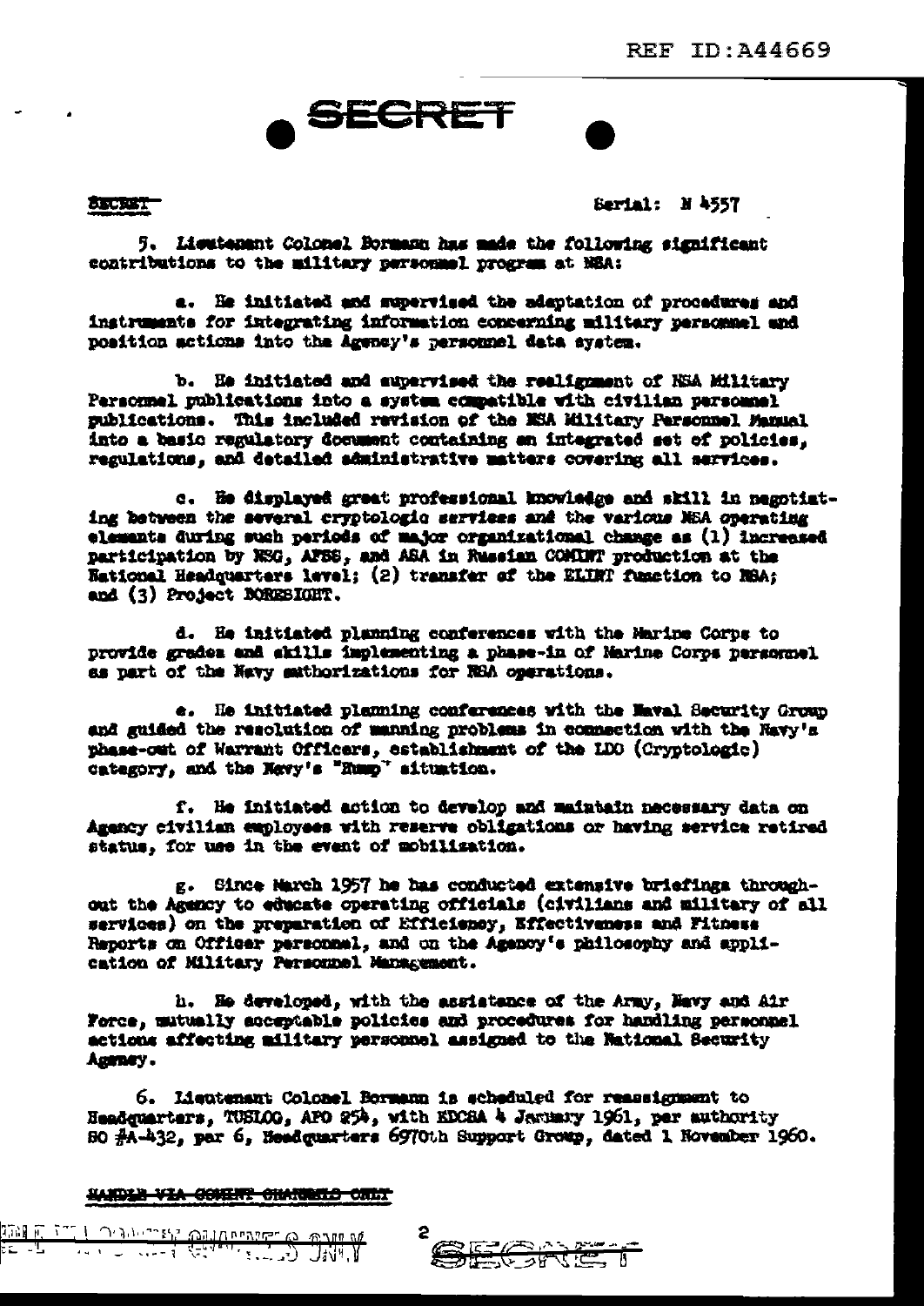SECRET

SECRET

Serial: N 4557

5. Lieutenant Colonel Bormann has made the following significant contributions to the military personnel program at NSA:

a. He initiated and supervised the adaptation of procedures and instruments for integrating information concerning military personnel and position actions into the Agency's personnel data system.

b. He initiated and supervised the realignment of NSA Military Personnel publications into a system compatible with civilian personnel publications. This included revision of the NSA Military Personnel Manual into a basic regulatory document containing an integrated set of policies, regulations, and detailed administrative matters covering all services.

c. He displayed great professional knowledge and skill in negotiating between the several cryptologic services and the various NSA operating elements during such periods of major organizational change as (1) increased participation by NSG, AFSS, and ASA in Russian COMINT production at the National Headquarters level; (2) transfer of the ELINT function to NSA; and (3) Project FORESIGHT.

d. He initiated planning conferences with the Marine Corps to provide grades and skills implementing a phase-in of Marine Corps personnel as part of the Navy authorizations for NSA operations.

e. He initiated planning conferences with the Naval Security Group and guided the resolution of manning problems in connection with the Navy's phase-out of Warrant Officers, establishment of the LDO (Cryptologic) category, and the Navy's "Hump" situation.

f. He initiated action to develop and maintain necessary data on Agency civilian employees with reserve obligations or having service retired status, for use in the event of mobilization.

g. Since March 1957 he has conducted extensive briefings throughout the Agency to educate operating officials (civilians and military of all services) on the preparation of Efficiency, Effectiveness and Fitness Reports on Officer personnel, and on the Agency's philosophy and application of Military Personnel Management.

h. He developed, with the assistance of the Army, Navy and Air Force, mutually acceptable policies and procedures for handling personnel actions affecting military personnel assigned to the National Security Agency.

6. Lieutenant Colonel Bormann is scheduled for reassignment to Headquarters, TUSLOG, APO 254, with EDCSA 4 January 1961, per authority SO #A-432, par 6, Headquarters 6970th Support Group, dated 1 November 1960.

HANDLE VIA COMINT CHANNELS ONLY

SECRET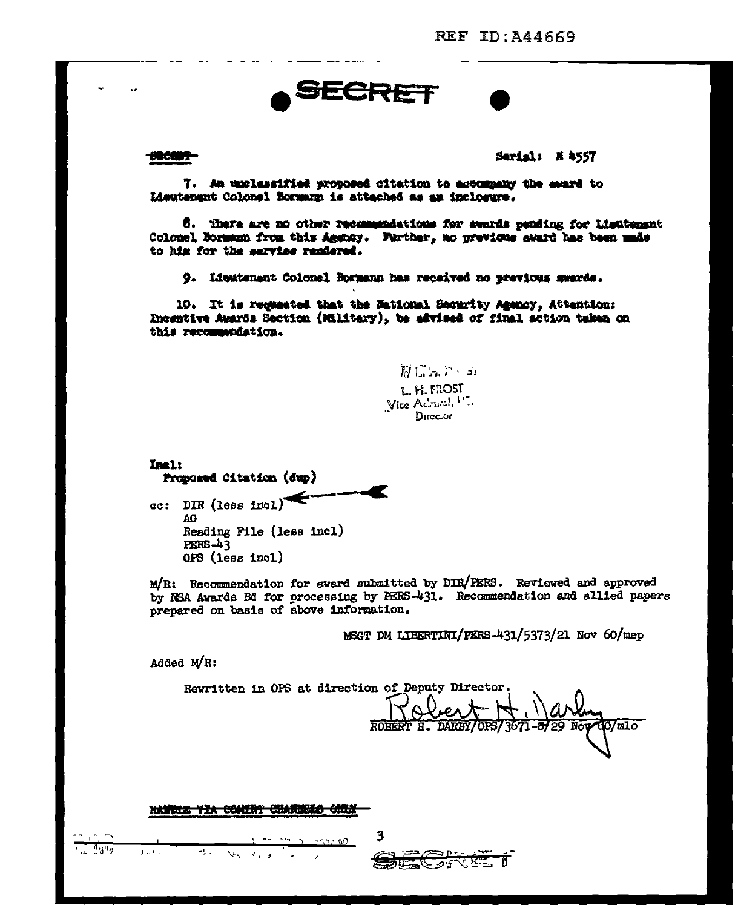SECRET

~~SECRET~~

Serial: N 4557

7. An unclassified proposed citation to accompany the award to Lieutenant Colonel Bormann is attached as an inclosure.

8. There are no other recommendations for awards pending for Lieutenant Colonel Bormann from this Agency. Further, no previous award has been made to him for the service rendered.

9. Lieutenant Colonel Bormann has received no previous awards.

10. It is requested that the National Security Agency, Attention: Incentive Awards Section (Military), be advised of final action taken on this recommendation.

L. H. FROST
Vice Admiral, USN
Director

Incl:
Proposed Citation (dup)

cc: DIR (less incl)
AG
Reading File (less incl)
PERS-43
OPS (less incl)

M/R: Recommendation for award submitted by DIR/PERS. Reviewed and approved by NSA Awards Bd for processing by PERS-431. Recommendation and allied papers prepared on basis of above information.

MSGT DM LIBERTINI/PERS-431/5373/21 Nov 60/mep

Added M/R:

Rewritten in OPS at direction of Deputy Director.

Robert H. Darby
ROBERT H. DARBY/OPS/3671-8/29 Nov 60/mlo

~~HANDLE VIA COMINT CHANNELS ONLY~~

SECRET